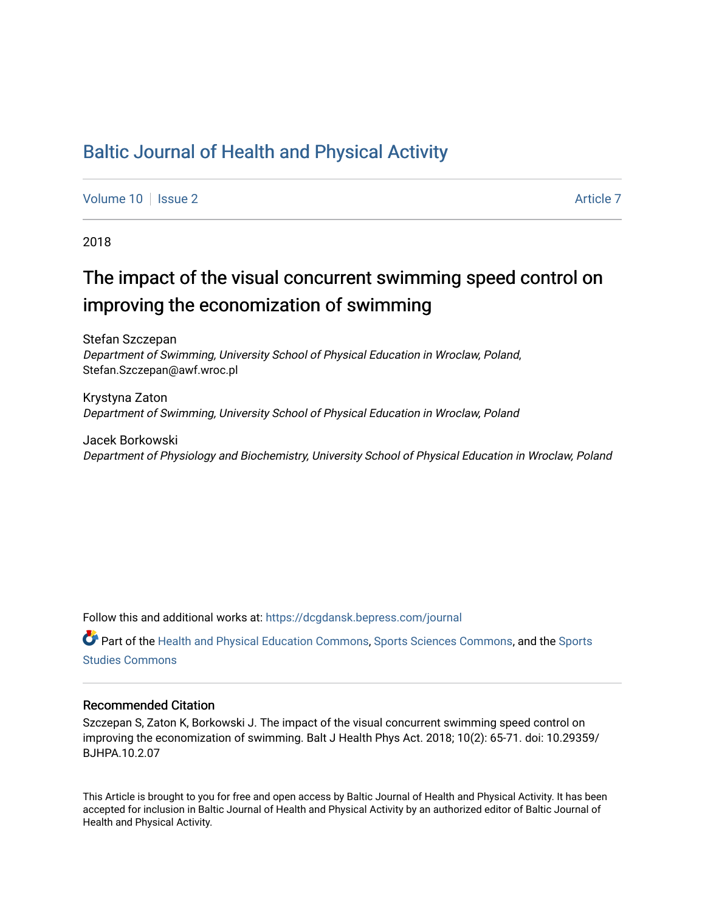# Baltic Journal of Health and Physical Activity

Volume 10 | Issue 2 Article 7

2018

## The impact of the visual concurrent swimming speed control on improving the economization of swimming

Stefan Szczepan
*Department of Swimming, University School of Physical Education in Wroclaw, Poland*, Stefan.Szczepan@awf.wroc.pl

Krystyna Zaton
*Department of Swimming, University School of Physical Education in Wroclaw, Poland*

Jacek Borkowski
*Department of Physiology and Biochemistry, University School of Physical Education in Wroclaw, Poland*

Follow this and additional works at: https://dcgdansk.bepress.com/journal

Part of the Health and Physical Education Commons, Sports Sciences Commons, and the Sports Studies Commons

### Recommended Citation

Szczepan S, Zaton K, Borkowski J. The impact of the visual concurrent swimming speed control on improving the economization of swimming. Balt J Health Phys Act. 2018; 10(2): 65-71. doi: 10.29359/BJHPA.10.2.07

This Article is brought to you for free and open access by Baltic Journal of Health and Physical Activity. It has been accepted for inclusion in Baltic Journal of Health and Physical Activity by an authorized editor of Baltic Journal of Health and Physical Activity.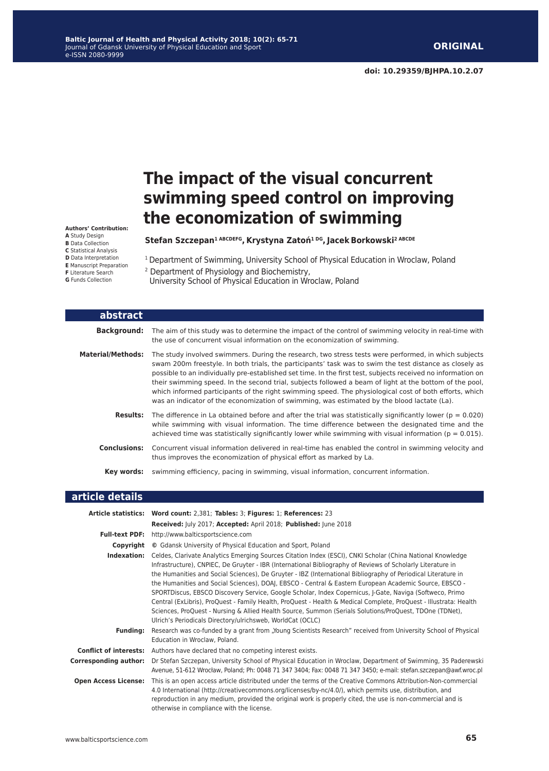ORIGINAL

doi: 10.29359/BJHPA.10.2.07

# The impact of the visual concurrent swimming speed control on improving the economization of swimming

**Authors' Contribution:**
**A** Study Design
**B** Data Collection
**C** Statistical Analysis
**D** Data Interpretation
**E** Manuscript Preparation
**F** Literature Search
**G** Funds Collection

**Stefan Szczepan[1 ABCDEFG], Krystyna Zatoń[1 DG], Jacek Borkowski[2 ABCDE]**

[1] Department of Swimming, University School of Physical Education in Wroclaw, Poland
[2] Department of Physiology and Biochemistry, University School of Physical Education in Wroclaw, Poland

## abstract

**Background:** The aim of this study was to determine the impact of the control of swimming velocity in real-time with the use of concurrent visual information on the economization of swimming.

**Material/Methods:** The study involved swimmers. During the research, two stress tests were performed, in which subjects swam 200m freestyle. In both trials, the participants' task was to swim the test distance as closely as possible to an individually pre-established set time. In the first test, subjects received no information on their swimming speed. In the second trial, subjects followed a beam of light at the bottom of the pool, which informed participants of the right swimming speed. The physiological cost of both efforts, which was an indicator of the economization of swimming, was estimated by the blood lactate (La).

**Results:** The difference in La obtained before and after the trial was statistically significantly lower ($p = 0.020$) while swimming with visual information. The time difference between the designated time and the achieved time was statistically significantly lower while swimming with visual information ($p = 0.015$).

**Conclusions:** Concurrent visual information delivered in real-time has enabled the control in swimming velocity and thus improves the economization of physical effort as marked by La.

**Key words:** swimming efficiency, pacing in swimming, visual information, concurrent information.

## article details

**Article statistics:** **Word count:** 2,381; **Tables:** 3; **Figures:** 1; **References:** 23
**Received:** July 2017; **Accepted:** April 2018; **Published:** June 2018

**Full-text PDF:** http://www.balticsportscience.com

**Copyright** © Gdansk University of Physical Education and Sport, Poland

**Indexation:** Celdes, Clarivate Analytics Emerging Sources Citation Index (ESCI), CNKI Scholar (China National Knowledge Infrastructure), CNPIEC, De Gruyter - IBR (International Bibliography of Reviews of Scholarly Literature in the Humanities and Social Sciences), De Gruyter - IBZ (International Bibliography of Periodical Literature in the Humanities and Social Sciences), DOAJ, EBSCO - Central & Eastern European Academic Source, EBSCO - SPORTDiscus, EBSCO Discovery Service, Google Scholar, Index Copernicus, J-Gate, Naviga (Softweco, Primo Central (ExLibris), ProQuest - Family Health, ProQuest - Health & Medical Complete, ProQuest - Illustrata: Health Sciences, ProQuest - Nursing & Allied Health Source, Summon (Serials Solutions/ProQuest, TDOne (TDNet), Ulrich's Periodicals Directory/ulrichsweb, WorldCat (OCLC)

**Funding:** Research was co-funded by a grant from „Young Scientists Research" received from University School of Physical Education in Wroclaw, Poland.

**Conflict of interests:** Authors have declared that no competing interest exists.

**Corresponding author:** Dr Stefan Szczepan, University School of Physical Education in Wroclaw, Department of Swimming, 35 Paderewski Avenue, 51-612 Wrocław, Poland; Ph: 0048 71 347 3404; Fax: 0048 71 347 3450; e-mail: stefan.szczepan@awf.wroc.pl

**Open Access License:** This is an open access article distributed under the terms of the Creative Commons Attribution-Non-commercial 4.0 International (http://creativecommons.org/licenses/by-nc/4.0/), which permits use, distribution, and reproduction in any medium, provided the original work is properly cited, the use is non-commercial and is otherwise in compliance with the license.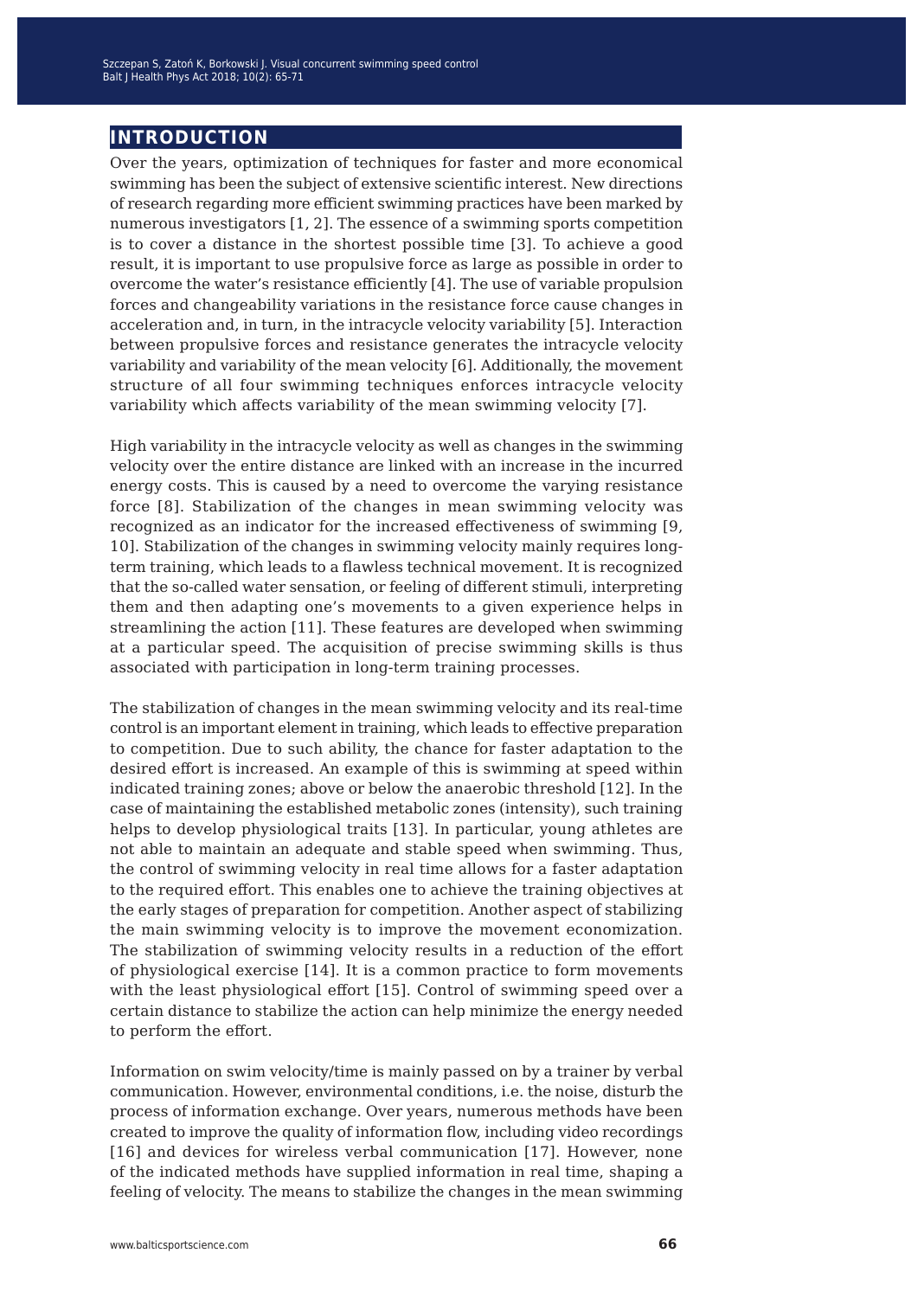## INTRODUCTION

Over the years, optimization of techniques for faster and more economical swimming has been the subject of extensive scientific interest. New directions of research regarding more efficient swimming practices have been marked by numerous investigators [1, 2]. The essence of a swimming sports competition is to cover a distance in the shortest possible time [3]. To achieve a good result, it is important to use propulsive force as large as possible in order to overcome the water's resistance efficiently [4]. The use of variable propulsion forces and changeability variations in the resistance force cause changes in acceleration and, in turn, in the intracycle velocity variability [5]. Interaction between propulsive forces and resistance generates the intracycle velocity variability and variability of the mean velocity [6]. Additionally, the movement structure of all four swimming techniques enforces intracycle velocity variability which affects variability of the mean swimming velocity [7].

High variability in the intracycle velocity as well as changes in the swimming velocity over the entire distance are linked with an increase in the incurred energy costs. This is caused by a need to overcome the varying resistance force [8]. Stabilization of the changes in mean swimming velocity was recognized as an indicator for the increased effectiveness of swimming [9, 10]. Stabilization of the changes in swimming velocity mainly requires long-term training, which leads to a flawless technical movement. It is recognized that the so-called water sensation, or feeling of different stimuli, interpreting them and then adapting one's movements to a given experience helps in streamlining the action [11]. These features are developed when swimming at a particular speed. The acquisition of precise swimming skills is thus associated with participation in long-term training processes.

The stabilization of changes in the mean swimming velocity and its real-time control is an important element in training, which leads to effective preparation to competition. Due to such ability, the chance for faster adaptation to the desired effort is increased. An example of this is swimming at speed within indicated training zones; above or below the anaerobic threshold [12]. In the case of maintaining the established metabolic zones (intensity), such training helps to develop physiological traits [13]. In particular, young athletes are not able to maintain an adequate and stable speed when swimming. Thus, the control of swimming velocity in real time allows for a faster adaptation to the required effort. This enables one to achieve the training objectives at the early stages of preparation for competition. Another aspect of stabilizing the main swimming velocity is to improve the movement economization. The stabilization of swimming velocity results in a reduction of the effort of physiological exercise [14]. It is a common practice to form movements with the least physiological effort [15]. Control of swimming speed over a certain distance to stabilize the action can help minimize the energy needed to perform the effort.

Information on swim velocity/time is mainly passed on by a trainer by verbal communication. However, environmental conditions, i.e. the noise, disturb the process of information exchange. Over years, numerous methods have been created to improve the quality of information flow, including video recordings [16] and devices for wireless verbal communication [17]. However, none of the indicated methods have supplied information in real time, shaping a feeling of velocity. The means to stabilize the changes in the mean swimming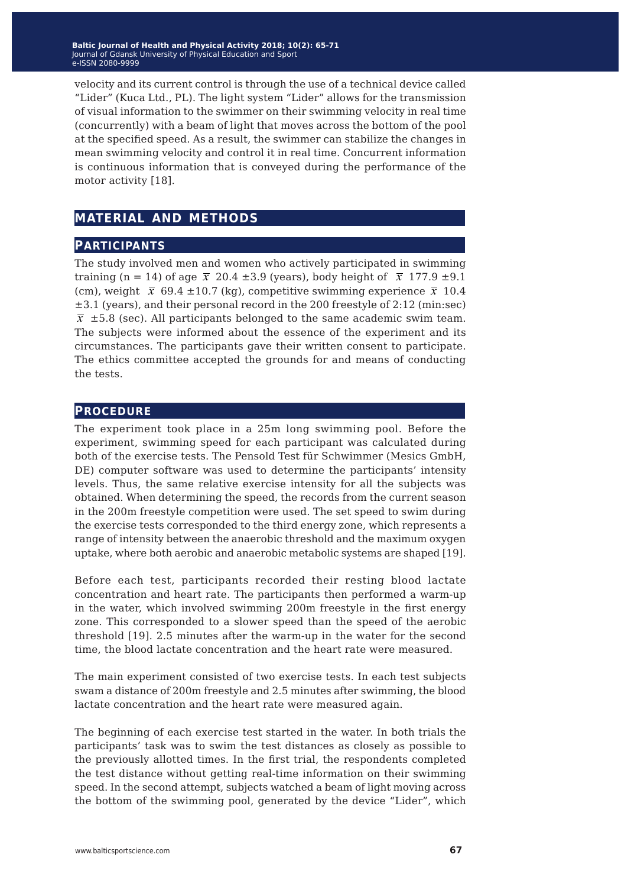velocity and its current control is through the use of a technical device called "Lider" (Kuca Ltd., PL). The light system "Lider" allows for the transmission of visual information to the swimmer on their swimming velocity in real time (concurrently) with a beam of light that moves across the bottom of the pool at the specified speed. As a result, the swimmer can stabilize the changes in mean swimming velocity and control it in real time. Concurrent information is continuous information that is conveyed during the performance of the motor activity [18].

## MATERIAL AND METHODS

### PARTICIPANTS

The study involved men and women who actively participated in swimming training (n = 14) of age $\bar{x}$ 20.4 ±3.9 (years), body height of $\bar{x}$ 177.9 ±9.1 (cm), weight $\bar{x}$ 69.4 ±10.7 (kg), competitive swimming experience $\bar{x}$ 10.4 ±3.1 (years), and their personal record in the 200 freestyle of 2:12 (min:sec) $\bar{x}$ ±5.8 (sec). All participants belonged to the same academic swim team. The subjects were informed about the essence of the experiment and its circumstances. The participants gave their written consent to participate. The ethics committee accepted the grounds for and means of conducting the tests.

### PROCEDURE

The experiment took place in a 25m long swimming pool. Before the experiment, swimming speed for each participant was calculated during both of the exercise tests. The Pensold Test für Schwimmer (Mesics GmbH, DE) computer software was used to determine the participants' intensity levels. Thus, the same relative exercise intensity for all the subjects was obtained. When determining the speed, the records from the current season in the 200m freestyle competition were used. The set speed to swim during the exercise tests corresponded to the third energy zone, which represents a range of intensity between the anaerobic threshold and the maximum oxygen uptake, where both aerobic and anaerobic metabolic systems are shaped [19].

Before each test, participants recorded their resting blood lactate concentration and heart rate. The participants then performed a warm-up in the water, which involved swimming 200m freestyle in the first energy zone. This corresponded to a slower speed than the speed of the aerobic threshold [19]. 2.5 minutes after the warm-up in the water for the second time, the blood lactate concentration and the heart rate were measured.

The main experiment consisted of two exercise tests. In each test subjects swam a distance of 200m freestyle and 2.5 minutes after swimming, the blood lactate concentration and the heart rate were measured again.

The beginning of each exercise test started in the water. In both trials the participants' task was to swim the test distances as closely as possible to the previously allotted times. In the first trial, the respondents completed the test distance without getting real-time information on their swimming speed. In the second attempt, subjects watched a beam of light moving across the bottom of the swimming pool, generated by the device "Lider", which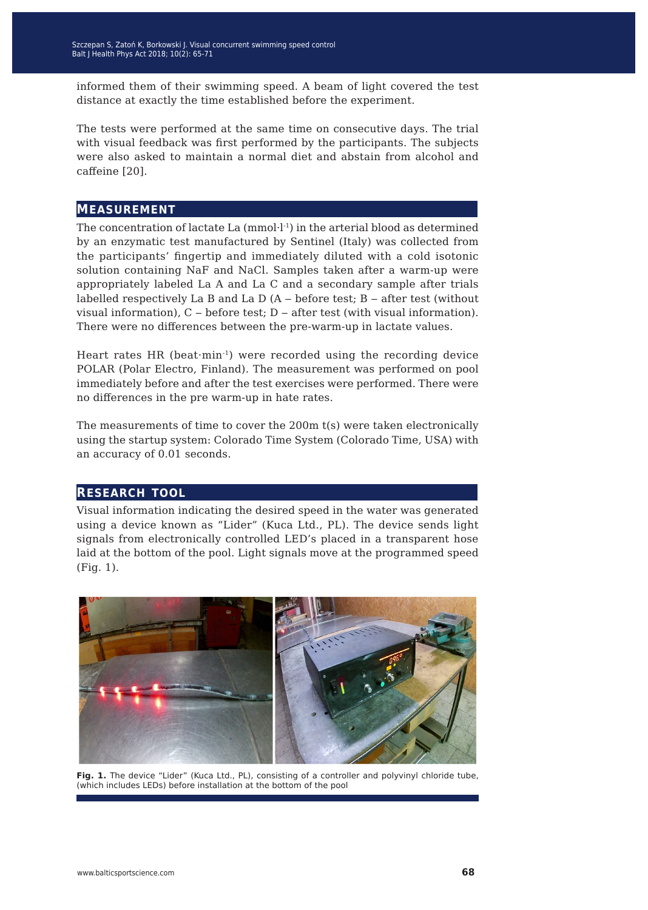informed them of their swimming speed. A beam of light covered the test distance at exactly the time established before the experiment.

The tests were performed at the same time on consecutive days. The trial with visual feedback was first performed by the participants. The subjects were also asked to maintain a normal diet and abstain from alcohol and caffeine [20].

## Measurement

The concentration of lactate La (mmol·l$^{-1}$) in the arterial blood as determined by an enzymatic test manufactured by Sentinel (Italy) was collected from the participants' fingertip and immediately diluted with a cold isotonic solution containing NaF and NaCl. Samples taken after a warm-up were appropriately labeled La A and La C and a secondary sample after trials labelled respectively La B and La D (A – before test; B – after test (without visual information), C – before test; D – after test (with visual information). There were no differences between the pre-warm-up in lactate values.

Heart rates HR (beat·min$^{-1}$) were recorded using the recording device POLAR (Polar Electro, Finland). The measurement was performed on pool immediately before and after the test exercises were performed. There were no differences in the pre warm-up in hate rates.

The measurements of time to cover the 200m t(s) were taken electronically using the startup system: Colorado Time System (Colorado Time, USA) with an accuracy of 0.01 seconds.

## Research tool

Visual information indicating the desired speed in the water was generated using a device known as "Lider" (Kuca Ltd., PL). The device sends light signals from electronically controlled LED's placed in a transparent hose laid at the bottom of the pool. Light signals move at the programmed speed (Fig. 1).

**Fig. 1.** The device "Lider" (Kuca Ltd., PL), consisting of a controller and polyvinyl chloride tube, (which includes LEDs) before installation at the bottom of the pool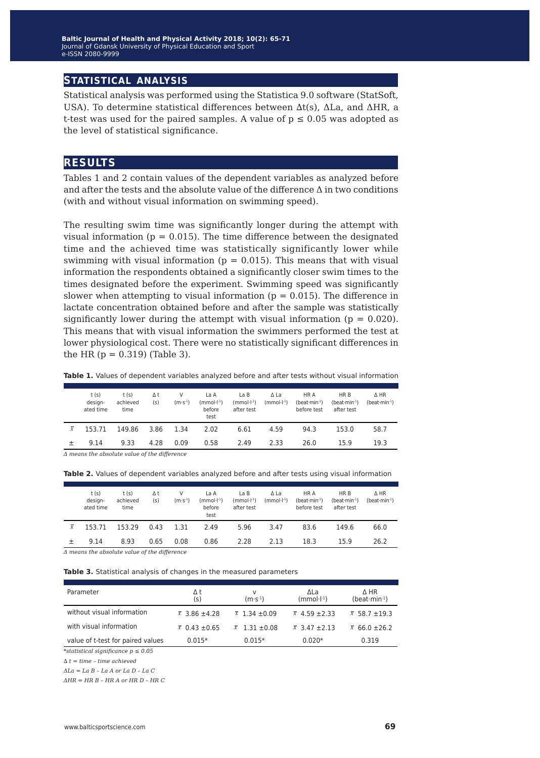## STATISTICAL ANALYSIS

Statistical analysis was performed using the Statistica 9.0 software (StatSoft, USA). To determine statistical differences between Δt(s), ΔLa, and ΔHR, a t-test was used for the paired samples. A value of $p \leq 0.05$ was adopted as the level of statistical significance.

## RESULTS

Tables 1 and 2 contain values of the dependent variables as analyzed before and after the tests and the absolute value of the difference Δ in two conditions (with and without visual information on swimming speed).

The resulting swim time was significantly longer during the attempt with visual information ($p = 0.015$). The time difference between the designated time and the achieved time was statistically significantly lower while swimming with visual information ($p = 0.015$). This means that with visual information the respondents obtained a significantly closer swim times to the times designated before the experiment. Swimming speed was significantly slower when attempting to visual information ($p = 0.015$). The difference in lactate concentration obtained before and after the sample was statistically significantly lower during the attempt with visual information ($p = 0.020$). This means that with visual information the swimmers performed the test at lower physiological cost. There were no statistically significant differences in the HR ($p = 0.319$) (Table 3).

**Table 1.** Values of dependent variables analyzed before and after tests without visual information

| | t (s) designated time | t (s) achieved time | Δ t (s) | V ($m \cdot s^{-1}$) | La A ($mmol \cdot l^{-1}$) before test | La B ($mmol \cdot l^{-1}$) after test | Δ La ($mmol \cdot l^{-1}$) | HR A ($beat \cdot min^{-1}$) before test | HR B ($beat \cdot min^{-1}$) after test | Δ HR ($beat \cdot min^{-1}$) |
|---|---|---|---|---|---|---|---|---|---|---|
| $\bar{x}$ | 153.71 | 149.86 | 3.86 | 1.34 | 2.02 | 6.61 | 4.59 | 94.3 | 153.0 | 58.7 |
| ± | 9.14 | 9.33 | 4.28 | 0.09 | 0.58 | 2.49 | 2.33 | 26.0 | 15.9 | 19.3 |

*Δ means the absolute value of the difference*

**Table 2.** Values of dependent variables analyzed before and after tests using visual information

| | t (s) designated time | t (s) achieved time | Δ t (s) | V ($m \cdot s^{-1}$) | La A ($mmol \cdot l^{-1}$) before test | La B ($mmol \cdot l^{-1}$) after test | Δ La ($mmol \cdot l^{-1}$) | HR A ($beat \cdot min^{-1}$) before test | HR B ($beat \cdot min^{-1}$) after test | Δ HR ($beat \cdot min^{-1}$) |
|---|---|---|---|---|---|---|---|---|---|---|
| $\bar{x}$ | 153.71 | 153.29 | 0.43 | 1.31 | 2.49 | 5.96 | 3.47 | 83.6 | 149.6 | 66.0 |
| ± | 9.14 | 8.93 | 0.65 | 0.08 | 0.86 | 2.28 | 2.13 | 18.3 | 15.9 | 26.2 |

*Δ means the absolute value of the difference*

**Table 3.** Statistical analysis of changes in the measured parameters

| Parameter | Δ t (s) | v ($m \cdot s^{-1}$) | ΔLa ($mmol \cdot l^{-1}$) | Δ HR ($beat \cdot min^{-1}$) |
|---|---|---|---|---|
| without visual information | $\bar{x}$ 3.86 ±4.28 | $\bar{x}$ 1.34 ±0.09 | $\bar{x}$ 4.59 ±2.33 | $\bar{x}$ 58.7 ±19.3 |
| with visual information | $\bar{x}$ 0.43 ±0.65 | $\bar{x}$ 1.31 ±0.08 | $\bar{x}$ 3.47 ±2.13 | $\bar{x}$ 66.0 ±26.2 |
| value of t-test for paired values | 0.015* | 0.015* | 0.020* | 0.319 |

*\*statistical significance p ≤ 0.05*

*Δ t = time – time achieved*

*ΔLa = La B – La A or La D – La C*

*ΔHR = HR B – HR A or HR D – HR C*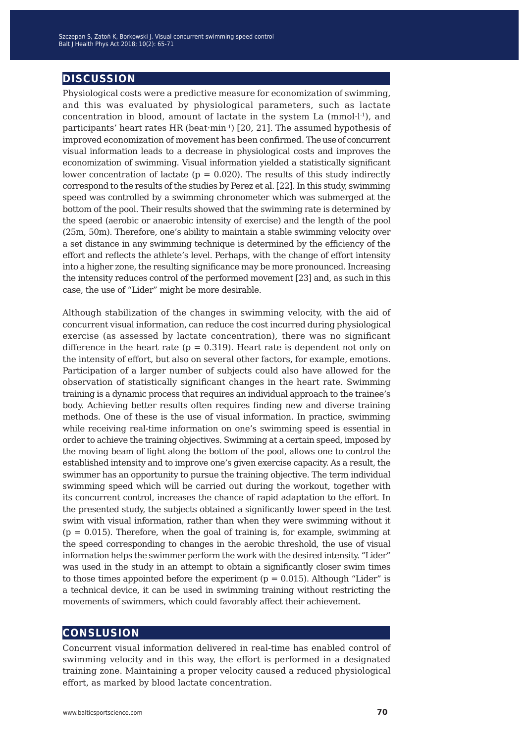## DISCUSSION

Physiological costs were a predictive measure for economization of swimming, and this was evaluated by physiological parameters, such as lactate concentration in blood, amount of lactate in the system La ($mmol \cdot l^{-1}$), and participants' heart rates HR ($beat \cdot min^{-1}$) [20, 21]. The assumed hypothesis of improved economization of movement has been confirmed. The use of concurrent visual information leads to a decrease in physiological costs and improves the economization of swimming. Visual information yielded a statistically significant lower concentration of lactate ($p = 0.020$). The results of this study indirectly correspond to the results of the studies by Perez et al. [22]. In this study, swimming speed was controlled by a swimming chronometer which was submerged at the bottom of the pool. Their results showed that the swimming rate is determined by the speed (aerobic or anaerobic intensity of exercise) and the length of the pool (25m, 50m). Therefore, one's ability to maintain a stable swimming velocity over a set distance in any swimming technique is determined by the efficiency of the effort and reflects the athlete's level. Perhaps, with the change of effort intensity into a higher zone, the resulting significance may be more pronounced. Increasing the intensity reduces control of the performed movement [23] and, as such in this case, the use of "Lider" might be more desirable.

Although stabilization of the changes in swimming velocity, with the aid of concurrent visual information, can reduce the cost incurred during physiological exercise (as assessed by lactate concentration), there was no significant difference in the heart rate ($p = 0.319$). Heart rate is dependent not only on the intensity of effort, but also on several other factors, for example, emotions. Participation of a larger number of subjects could also have allowed for the observation of statistically significant changes in the heart rate. Swimming training is a dynamic process that requires an individual approach to the trainee's body. Achieving better results often requires finding new and diverse training methods. One of these is the use of visual information. In practice, swimming while receiving real-time information on one's swimming speed is essential in order to achieve the training objectives. Swimming at a certain speed, imposed by the moving beam of light along the bottom of the pool, allows one to control the established intensity and to improve one's given exercise capacity. As a result, the swimmer has an opportunity to pursue the training objective. The term individual swimming speed which will be carried out during the workout, together with its concurrent control, increases the chance of rapid adaptation to the effort. In the presented study, the subjects obtained a significantly lower speed in the test swim with visual information, rather than when they were swimming without it ($p = 0.015$). Therefore, when the goal of training is, for example, swimming at the speed corresponding to changes in the aerobic threshold, the use of visual information helps the swimmer perform the work with the desired intensity. "Lider" was used in the study in an attempt to obtain a significantly closer swim times to those times appointed before the experiment ($p = 0.015$). Although "Lider" is a technical device, it can be used in swimming training without restricting the movements of swimmers, which could favorably affect their achievement.

## CONSLUSION

Concurrent visual information delivered in real-time has enabled control of swimming velocity and in this way, the effort is performed in a designated training zone. Maintaining a proper velocity caused a reduced physiological effort, as marked by blood lactate concentration.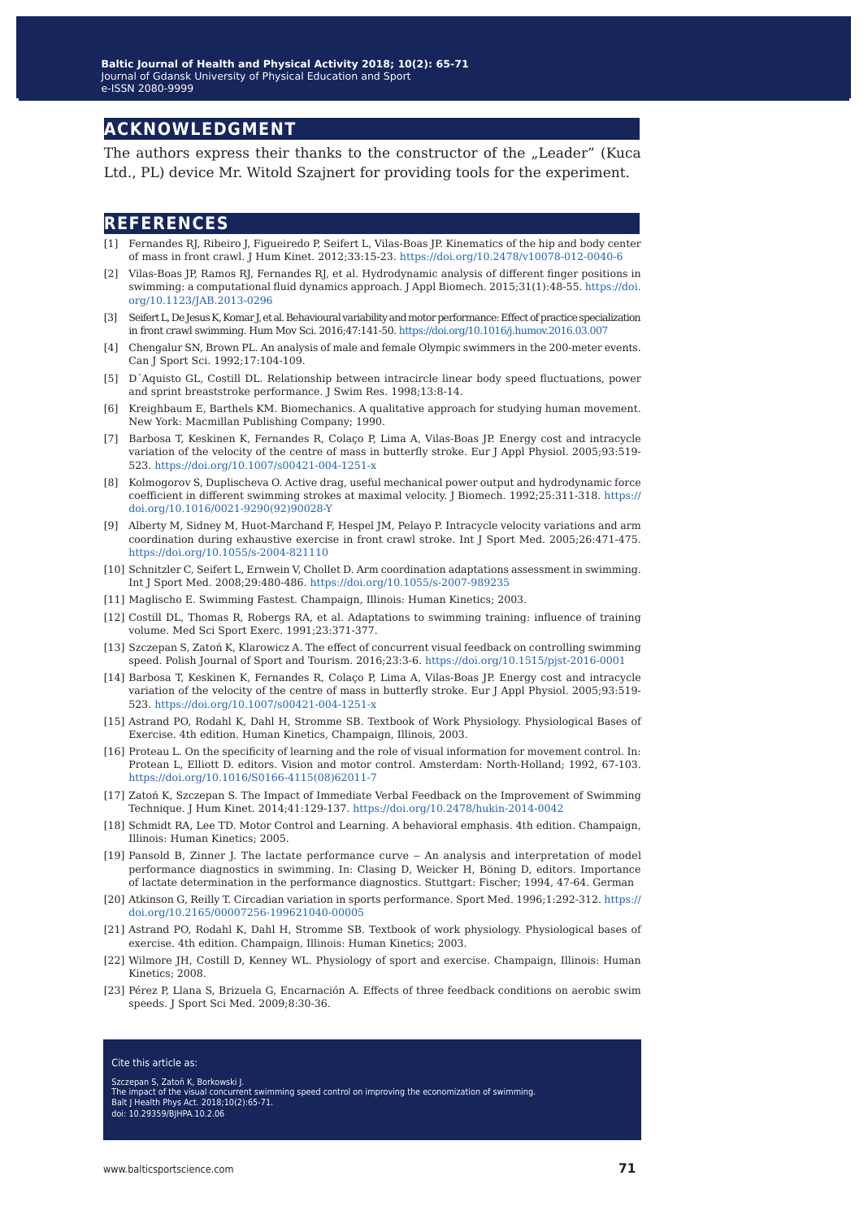## ACKNOWLEDGMENT

The authors express their thanks to the constructor of the „Leader" (Kuca Ltd., PL) device Mr. Witold Szajnert for providing tools for the experiment.

## REFERENCES

[1] Fernandes RJ, Ribeiro J, Figueiredo P, Seifert L, Vilas-Boas JP. Kinematics of the hip and body center of mass in front crawl. J Hum Kinet. 2012;33:15-23. https://doi.org/10.2478/v10078-012-0040-6

[2] Vilas-Boas JP, Ramos RJ, Fernandes RJ, et al. Hydrodynamic analysis of different finger positions in swimming: a computational fluid dynamics approach. J Appl Biomech. 2015;31(1):48-55. https://doi.org/10.1123/JAB.2013-0296

[3] Seifert L, De Jesus K, Komar J, et al. Behavioural variability and motor performance: Effect of practice specialization in front crawl swimming. Hum Mov Sci. 2016;47:141-50. https://doi.org/10.1016/j.humov.2016.03.007

[4] Chengalur SN, Brown PL. An analysis of male and female Olympic swimmers in the 200-meter events. Can J Sport Sci. 1992;17:104-109.

[5] D´Aquisto GL, Costill DL. Relationship between intracircle linear body speed fluctuations, power and sprint breaststroke performance. J Swim Res. 1998;13:8-14.

[6] Kreighbaum E, Barthels KM. Biomechanics. A qualitative approach for studying human movement. New York: Macmillan Publishing Company; 1990.

[7] Barbosa T, Keskinen K, Fernandes R, Colaço P, Lima A, Vilas-Boas JP. Energy cost and intracycle variation of the velocity of the centre of mass in butterfly stroke. Eur J Appl Physiol. 2005;93:519-523. https://doi.org/10.1007/s00421-004-1251-x

[8] Kolmogorov S, Duplischeva O. Active drag, useful mechanical power output and hydrodynamic force coefficient in different swimming strokes at maximal velocity. J Biomech. 1992;25:311-318. https://doi.org/10.1016/0021-9290(92)90028-Y

[9] Alberty M, Sidney M, Huot-Marchand F, Hespel JM, Pelayo P. Intracycle velocity variations and arm coordination during exhaustive exercise in front crawl stroke. Int J Sport Med. 2005;26:471-475. https://doi.org/10.1055/s-2004-821110

[10] Schnitzler C, Seifert L, Ernwein V, Chollet D. Arm coordination adaptations assessment in swimming. Int J Sport Med. 2008;29:480-486. https://doi.org/10.1055/s-2007-989235

[11] Maglischo E. Swimming Fastest. Champaign, Illinois: Human Kinetics; 2003.

[12] Costill DL, Thomas R, Robergs RA, et al. Adaptations to swimming training: influence of training volume. Med Sci Sport Exerc. 1991;23:371-377.

[13] Szczepan S, Zatoń K, Klarowicz A. The effect of concurrent visual feedback on controlling swimming speed. Polish Journal of Sport and Tourism. 2016;23:3-6. https://doi.org/10.1515/pjst-2016-0001

[14] Barbosa T, Keskinen K, Fernandes R, Colaço P, Lima A, Vilas-Boas JP. Energy cost and intracycle variation of the velocity of the centre of mass in butterfly stroke. Eur J Appl Physiol. 2005;93:519-523. https://doi.org/10.1007/s00421-004-1251-x

[15] Astrand PO, Rodahl K, Dahl H, Stromme SB. Textbook of Work Physiology. Physiological Bases of Exercise. 4th edition. Human Kinetics, Champaign, Illinois, 2003.

[16] Proteau L. On the specificity of learning and the role of visual information for movement control. In: Protean L, Elliott D. editors. Vision and motor control. Amsterdam: North-Holland; 1992, 67-103. https://doi.org/10.1016/S0166-4115(08)62011-7

[17] Zatoń K, Szczepan S. The Impact of Immediate Verbal Feedback on the Improvement of Swimming Technique. J Hum Kinet. 2014;41:129-137. https://doi.org/10.2478/hukin-2014-0042

[18] Schmidt RA, Lee TD. Motor Control and Learning. A behavioral emphasis. 4th edition. Champaign, Illinois: Human Kinetics; 2005.

[19] Pansold B, Zinner J. The lactate performance curve – An analysis and interpretation of model performance diagnostics in swimming. In: Clasing D, Weicker H, Böning D, editors. Importance of lactate determination in the performance diagnostics. Stuttgart: Fischer; 1994, 47-64. German

[20] Atkinson G, Reilly T. Circadian variation in sports performance. Sport Med. 1996;1:292-312. https://doi.org/10.2165/00007256-199621040-00005

[21] Astrand PO, Rodahl K, Dahl H, Stromme SB. Textbook of work physiology. Physiological bases of exercise. 4th edition. Champaign, Illinois: Human Kinetics; 2003.

[22] Wilmore JH, Costill D, Kenney WL. Physiology of sport and exercise. Champaign, Illinois: Human Kinetics; 2008.

[23] Pérez P, Llana S, Brizuela G, Encarnación A. Effects of three feedback conditions on aerobic swim speeds. J Sport Sci Med. 2009;8:30-36.

Cite this article as:

Szczepan S, Zatoń K, Borkowski J.
The impact of the visual concurrent swimming speed control on improving the economization of swimming.
Balt J Health Phys Act. 2018;10(2):65-71.
doi: 10.29359/BJHPA.10.2.06